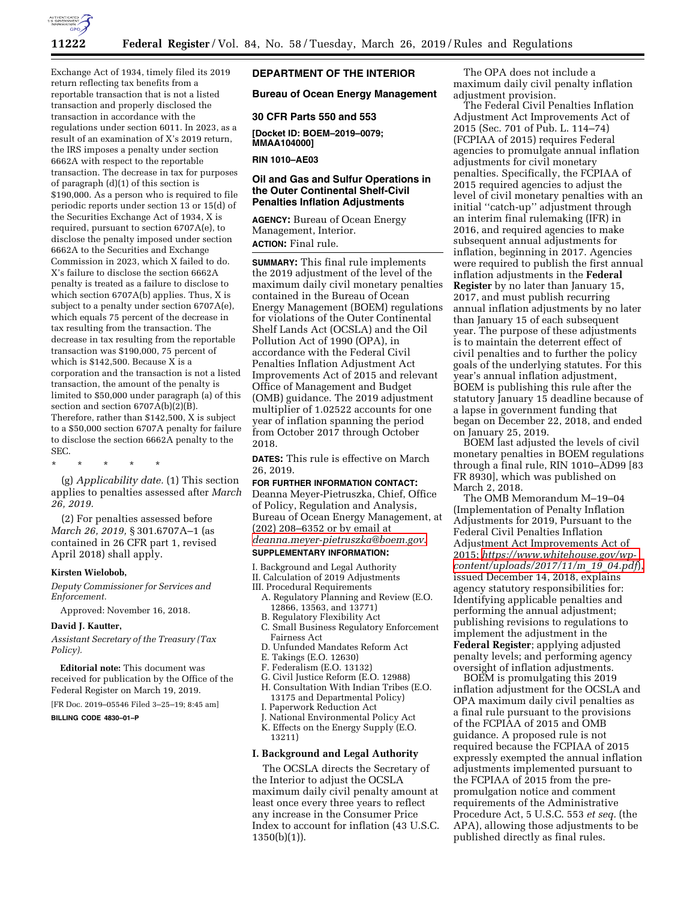Exchange Act of 1934, timely filed its 2019 return reflecting tax benefits from a reportable transaction that is not a listed transaction and properly disclosed the transaction in accordance with the regulations under section 6011. In 2023, as a result of an examination of X's 2019 return, the IRS imposes a penalty under section 6662A with respect to the reportable transaction. The decrease in tax for purposes of paragraph (d)(1) of this section is $190,000. As a person who is required to file periodic reports under section 13 or 15(d) of the Securities Exchange Act of 1934, X is required, pursuant to section 6707A(e), to disclose the penalty imposed under section 6662A to the Securities and Exchange Commission in 2023, which X failed to do. X's failure to disclose the section 6662A penalty is treated as a failure to disclose to which section 6707A(b) applies. Thus, X is subject to a penalty under section 6707A(e), which equals 75 percent of the decrease in tax resulting from the transaction. The decrease in tax resulting from the reportable transaction was $190,000, 75 percent of which is $142,500. Because X is a corporation and the transaction is not a listed transaction, the amount of the penalty is limited to $50,000 under paragraph (a) of this section and section 6707A(b)(2)(B). Therefore, rather than $142,500, X is subject to a $50,000 section 6707A penalty for failure to disclose the section 6662A penalty to the SEC.

\* \* \* \* \*

(g) *Applicability date.* (1) This section applies to penalties assessed after *March 26, 2019.*

(2) For penalties assessed before *March 26, 2019,* § 301.6707A–1 (as contained in 26 CFR part 1, revised April 2018) shall apply.

**Kirsten Wielobob,**

*Deputy Commissioner for Services and Enforcement.*

Approved: November 16, 2018.

**David J. Kautter,**

*Assistant Secretary of the Treasury (Tax Policy).*

**Editorial note:** This document was received for publication by the Office of the Federal Register on March 19, 2019.

[FR Doc. 2019–05546 Filed 3–25–19; 8:45 am]

**BILLING CODE 4830–01–P**

## DEPARTMENT OF THE INTERIOR

## Bureau of Ocean Energy Management

## 30 CFR Parts 550 and 553

**[Docket ID: BOEM–2019–0079; MMAA104000]**

**RIN 1010–AE03**

# Oil and Gas and Sulfur Operations in the Outer Continental Shelf-Civil Penalties Inflation Adjustments

**AGENCY:** Bureau of Ocean Energy Management, Interior.

**ACTION:** Final rule.

**SUMMARY:** This final rule implements the 2019 adjustment of the level of the maximum daily civil monetary penalties contained in the Bureau of Ocean Energy Management (BOEM) regulations for violations of the Outer Continental Shelf Lands Act (OCSLA) and the Oil Pollution Act of 1990 (OPA), in accordance with the Federal Civil Penalties Inflation Adjustment Act Improvements Act of 2015 and relevant Office of Management and Budget (OMB) guidance. The 2019 adjustment multiplier of 1.02522 accounts for one year of inflation spanning the period from October 2017 through October 2018.

**DATES:** This rule is effective on March 26, 2019.

**FOR FURTHER INFORMATION CONTACT:** Deanna Meyer-Pietruszka, Chief, Office of Policy, Regulation and Analysis, Bureau of Ocean Energy Management, at (202) 208–6352 or by email at *deanna.meyer-pietruszka@boem.gov.*

**SUPPLEMENTARY INFORMATION:**

I. Background and Legal Authority
II. Calculation of 2019 Adjustments
III. Procedural Requirements
- A. Regulatory Planning and Review (E.O. 12866, 13563, and 13771)
- B. Regulatory Flexibility Act
- C. Small Business Regulatory Enforcement Fairness Act
- D. Unfunded Mandates Reform Act
- E. Takings (E.O. 12630)
- F. Federalism (E.O. 13132)
- G. Civil Justice Reform (E.O. 12988)
- H. Consultation With Indian Tribes (E.O. 13175 and Departmental Policy)
- I. Paperwork Reduction Act
- J. National Environmental Policy Act
- K. Effects on the Energy Supply (E.O. 13211)

## I. Background and Legal Authority

The OCSLA directs the Secretary of the Interior to adjust the OCSLA maximum daily civil penalty amount at least once every three years to reflect any increase in the Consumer Price Index to account for inflation (43 U.S.C. 1350(b)(1)).

The OPA does not include a maximum daily civil penalty inflation adjustment provision.

The Federal Civil Penalties Inflation Adjustment Act Improvements Act of 2015 (Sec. 701 of Pub. L. 114–74) (FCPIAA of 2015) requires Federal agencies to promulgate annual inflation adjustments for civil monetary penalties. Specifically, the FCPIAA of 2015 required agencies to adjust the level of civil monetary penalties with an initial ''catch-up'' adjustment through an interim final rulemaking (IFR) in 2016, and required agencies to make subsequent annual adjustments for inflation, beginning in 2017. Agencies were required to publish the first annual inflation adjustments in the **Federal Register** by no later than January 15, 2017, and must publish recurring annual inflation adjustments by no later than January 15 of each subsequent year. The purpose of these adjustments is to maintain the deterrent effect of civil penalties and to further the policy goals of the underlying statutes. For this year's annual inflation adjustment, BOEM is publishing this rule after the statutory January 15 deadline because of a lapse in government funding that began on December 22, 2018, and ended on January 25, 2019.

BOEM last adjusted the levels of civil monetary penalties in BOEM regulations through a final rule, RIN 1010–AD99 [83 FR 8930], which was published on March 2, 2018.

The OMB Memorandum M–19–04 (Implementation of Penalty Inflation Adjustments for 2019, Pursuant to the Federal Civil Penalties Inflation Adjustment Act Improvements Act of 2015; *https://www.whitehouse.gov/wp-content/uploads/2017/11/m_19_04.pdf*), issued December 14, 2018, explains agency statutory responsibilities for: Identifying applicable penalties and performing the annual adjustment; publishing revisions to regulations to implement the adjustment in the **Federal Register**; applying adjusted penalty levels; and performing agency oversight of inflation adjustments.

BOEM is promulgating this 2019 inflation adjustment for the OCSLA and OPA maximum daily civil penalties as a final rule pursuant to the provisions of the FCPIAA of 2015 and OMB guidance. A proposed rule is not required because the FCPIAA of 2015 expressly exempted the annual inflation adjustments implemented pursuant to the FCPIAA of 2015 from the pre-promulgation notice and comment requirements of the Administrative Procedure Act, 5 U.S.C. 553 *et seq.* (the APA), allowing those adjustments to be published directly as final rules.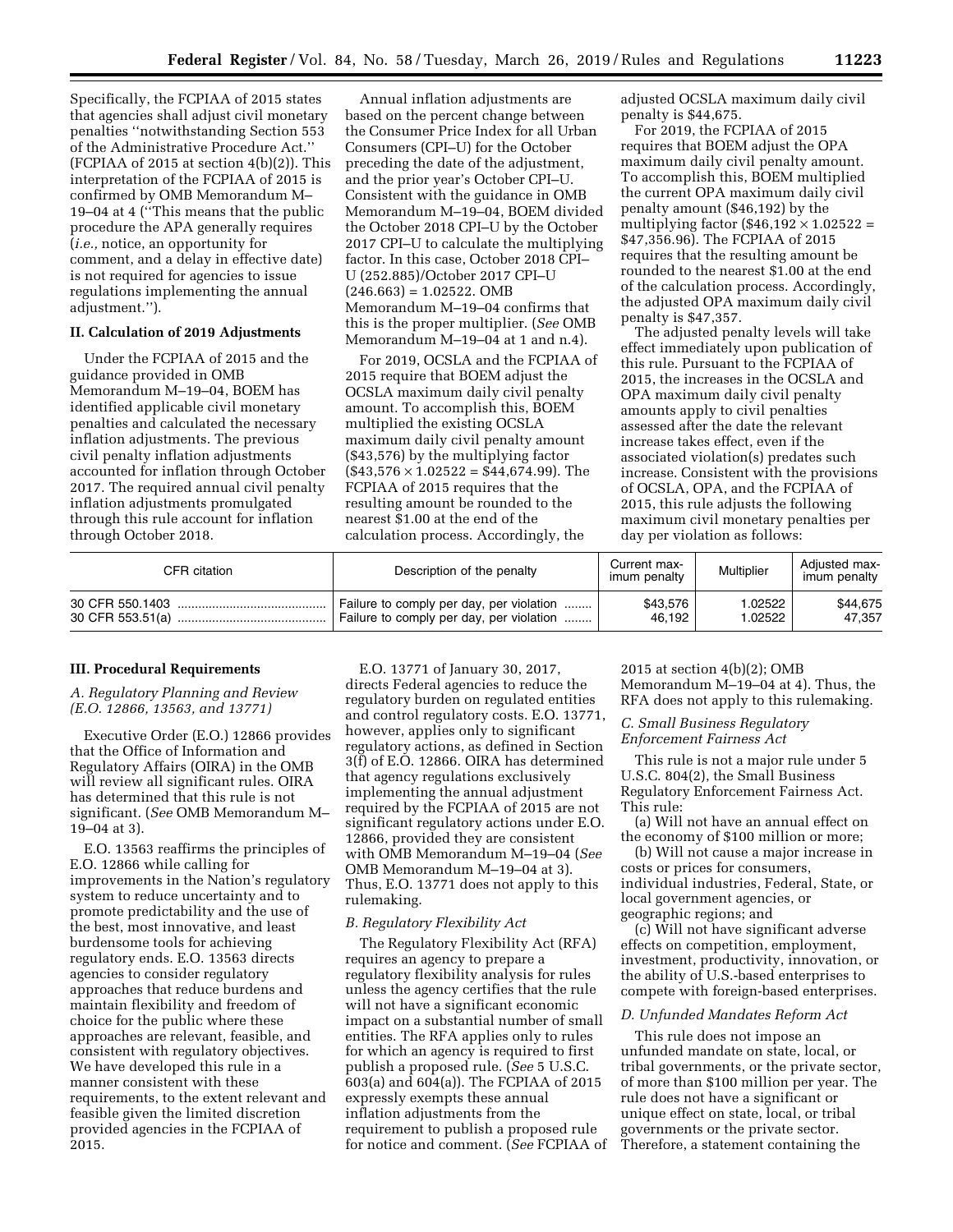Specifically, the FCPIAA of 2015 states that agencies shall adjust civil monetary penalties ''notwithstanding Section 553 of the Administrative Procedure Act.'' (FCPIAA of 2015 at section 4(b)(2)). This interpretation of the FCPIAA of 2015 is confirmed by OMB Memorandum M–19–04 at 4 (''This means that the public procedure the APA generally requires (*i.e.,* notice, an opportunity for comment, and a delay in effective date) is not required for agencies to issue regulations implementing the annual adjustment.'').

## II. Calculation of 2019 Adjustments

Under the FCPIAA of 2015 and the guidance provided in OMB Memorandum M–19–04, BOEM has identified applicable civil monetary penalties and calculated the necessary inflation adjustments. The previous civil penalty inflation adjustments accounted for inflation through October 2017. The required annual civil penalty inflation adjustments promulgated through this rule account for inflation through October 2018.

Annual inflation adjustments are based on the percent change between the Consumer Price Index for all Urban Consumers (CPI–U) for the October preceding the date of the adjustment, and the prior year's October CPI–U. Consistent with the guidance in OMB Memorandum M–19–04, BOEM divided the October 2018 CPI–U by the October 2017 CPI–U to calculate the multiplying factor. In this case, October 2018 CPI–U (252.885)/October 2017 CPI–U (246.663) = 1.02522. OMB Memorandum M–19–04 confirms that this is the proper multiplier. (*See* OMB Memorandum M–19–04 at 1 and n.4).

For 2019, OCSLA and the FCPIAA of 2015 require that BOEM adjust the OCSLA maximum daily civil penalty amount. To accomplish this, BOEM multiplied the existing OCSLA maximum daily civil penalty amount ($43,576) by the multiplying factor ($43,576 × 1.02522 = $44,674.99). The FCPIAA of 2015 requires that the resulting amount be rounded to the nearest $1.00 at the end of the calculation process. Accordingly, the adjusted OCSLA maximum daily civil penalty is $44,675.

For 2019, the FCPIAA of 2015 requires that BOEM adjust the OPA maximum daily civil penalty amount. To accomplish this, BOEM multiplied the current OPA maximum daily civil penalty amount ($46,192) by the multiplying factor ($46,192 × 1.02522 = $47,356.96). The FCPIAA of 2015 requires that the resulting amount be rounded to the nearest $1.00 at the end of the calculation process. Accordingly, the adjusted OPA maximum daily civil penalty is $47,357.

The adjusted penalty levels will take effect immediately upon publication of this rule. Pursuant to the FCPIAA of 2015, the increases in the OCSLA and OPA maximum daily civil penalty amounts apply to civil penalties assessed after the date the relevant increase takes effect, even if the associated violation(s) predates such increase. Consistent with the provisions of OCSLA, OPA, and the FCPIAA of 2015, this rule adjusts the following maximum civil monetary penalties per day per violation as follows:

| CFR citation | Description of the penalty | Current maximum penalty | Multiplier | Adjusted maximum penalty |
|---|---|---|---|---|
| 30 CFR 550.1403 | Failure to comply per day, per violation | $43,576 | 1.02522 | $44,675 |
| 30 CFR 553.51(a) | Failure to comply per day, per violation | 46,192 | 1.02522 | 47,357 |

## III. Procedural Requirements

### *A. Regulatory Planning and Review (E.O. 12866, 13563, and 13771)*

Executive Order (E.O.) 12866 provides that the Office of Information and Regulatory Affairs (OIRA) in the OMB will review all significant rules. OIRA has determined that this rule is not significant. (*See* OMB Memorandum M–19–04 at 3).

E.O. 13563 reaffirms the principles of E.O. 12866 while calling for improvements in the Nation's regulatory system to reduce uncertainty and to promote predictability and the use of the best, most innovative, and least burdensome tools for achieving regulatory ends. E.O. 13563 directs agencies to consider regulatory approaches that reduce burdens and maintain flexibility and freedom of choice for the public where these approaches are relevant, feasible, and consistent with regulatory objectives. We have developed this rule in a manner consistent with these requirements, to the extent relevant and feasible given the limited discretion provided agencies in the FCPIAA of 2015.

E.O. 13771 of January 30, 2017, directs Federal agencies to reduce the regulatory burden on regulated entities and control regulatory costs. E.O. 13771, however, applies only to significant regulatory actions, as defined in Section 3(f) of E.O. 12866. OIRA has determined that agency regulations exclusively implementing the annual adjustment required by the FCPIAA of 2015 are not significant regulatory actions under E.O. 12866, provided they are consistent with OMB Memorandum M–19–04 (*See* OMB Memorandum M–19–04 at 3). Thus, E.O. 13771 does not apply to this rulemaking.

### *B. Regulatory Flexibility Act*

The Regulatory Flexibility Act (RFA) requires an agency to prepare a regulatory flexibility analysis for rules unless the agency certifies that the rule will not have a significant economic impact on a substantial number of small entities. The RFA applies only to rules for which an agency is required to first publish a proposed rule. (*See* 5 U.S.C. 603(a) and 604(a)). The FCPIAA of 2015 expressly exempts these annual inflation adjustments from the requirement to publish a proposed rule for notice and comment. (*See* FCPIAA of 2015 at section 4(b)(2); OMB Memorandum M–19–04 at 4). Thus, the RFA does not apply to this rulemaking.

### *C. Small Business Regulatory Enforcement Fairness Act*

This rule is not a major rule under 5 U.S.C. 804(2), the Small Business Regulatory Enforcement Fairness Act. This rule:

(a) Will not have an annual effect on the economy of $100 million or more;

(b) Will not cause a major increase in costs or prices for consumers, individual industries, Federal, State, or local government agencies, or geographic regions; and

(c) Will not have significant adverse effects on competition, employment, investment, productivity, innovation, or the ability of U.S.-based enterprises to compete with foreign-based enterprises.

### *D. Unfunded Mandates Reform Act*

This rule does not impose an unfunded mandate on state, local, or tribal governments, or the private sector, of more than $100 million per year. The rule does not have a significant or unique effect on state, local, or tribal governments or the private sector. Therefore, a statement containing the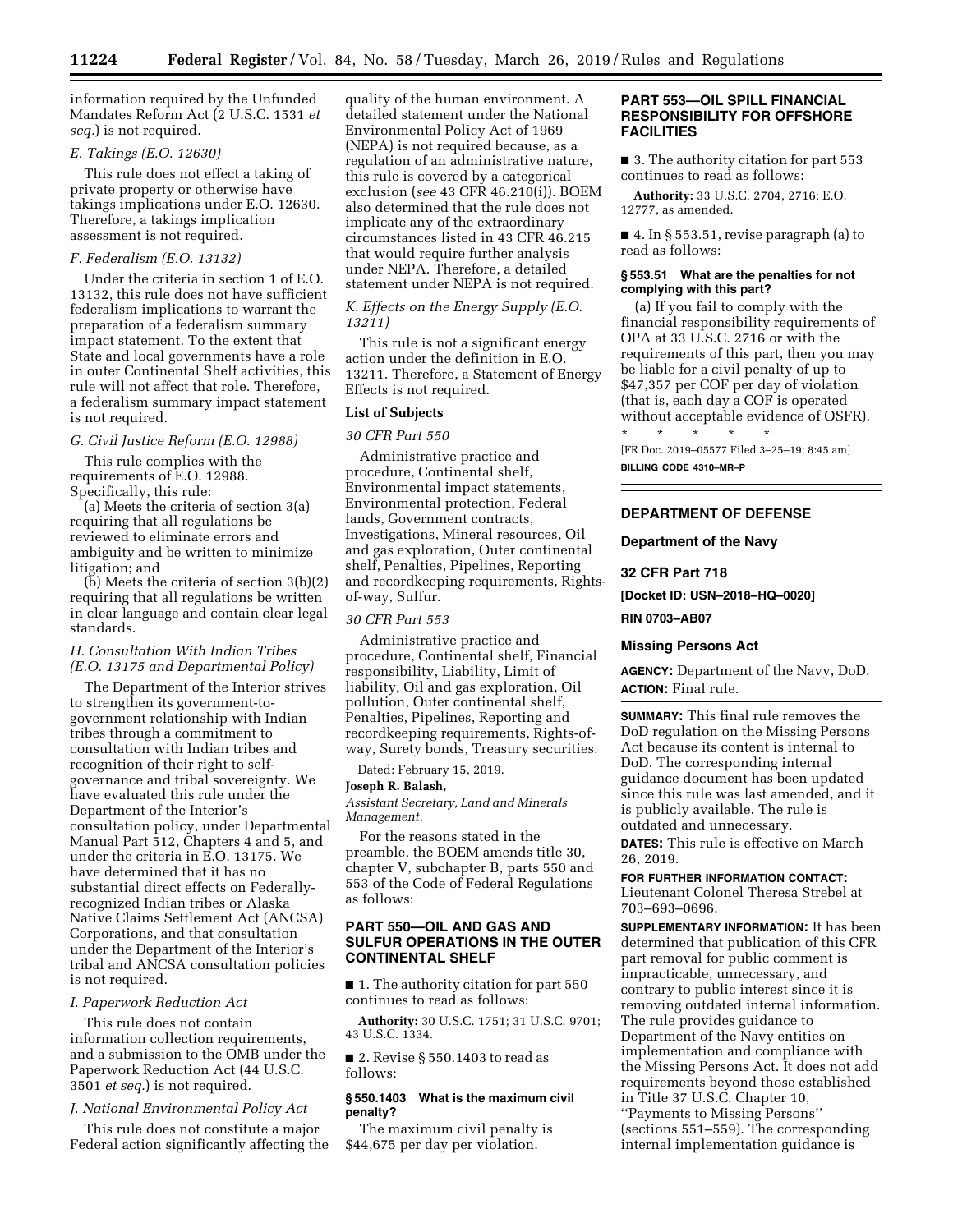information required by the Unfunded Mandates Reform Act (2 U.S.C. 1531 *et seq.*) is not required.

*E. Takings (E.O. 12630)*

This rule does not effect a taking of private property or otherwise have takings implications under E.O. 12630. Therefore, a takings implication assessment is not required.

*F. Federalism (E.O. 13132)*

Under the criteria in section 1 of E.O. 13132, this rule does not have sufficient federalism implications to warrant the preparation of a federalism summary impact statement. To the extent that State and local governments have a role in outer Continental Shelf activities, this rule will not affect that role. Therefore, a federalism summary impact statement is not required.

*G. Civil Justice Reform (E.O. 12988)*

This rule complies with the requirements of E.O. 12988. Specifically, this rule:

(a) Meets the criteria of section 3(a) requiring that all regulations be reviewed to eliminate errors and ambiguity and be written to minimize litigation; and

(b) Meets the criteria of section 3(b)(2) requiring that all regulations be written in clear language and contain clear legal standards.

*H. Consultation With Indian Tribes (E.O. 13175 and Departmental Policy)*

The Department of the Interior strives to strengthen its government-to-government relationship with Indian tribes through a commitment to consultation with Indian tribes and recognition of their right to self-governance and tribal sovereignty. We have evaluated this rule under the Department of the Interior's consultation policy, under Departmental Manual Part 512, Chapters 4 and 5, and under the criteria in E.O. 13175. We have determined that it has no substantial direct effects on Federally-recognized Indian tribes or Alaska Native Claims Settlement Act (ANCSA) Corporations, and that consultation under the Department of the Interior's tribal and ANCSA consultation policies is not required.

*I. Paperwork Reduction Act*

This rule does not contain information collection requirements, and a submission to the OMB under the Paperwork Reduction Act (44 U.S.C. 3501 *et seq.*) is not required.

*J. National Environmental Policy Act*

This rule does not constitute a major Federal action significantly affecting the quality of the human environment. A detailed statement under the National Environmental Policy Act of 1969 (NEPA) is not required because, as a regulation of an administrative nature, this rule is covered by a categorical exclusion (*see* 43 CFR 46.210(i)). BOEM also determined that the rule does not implicate any of the extraordinary circumstances listed in 43 CFR 46.215 that would require further analysis under NEPA. Therefore, a detailed statement under NEPA is not required.

*K. Effects on the Energy Supply (E.O. 13211)*

This rule is not a significant energy action under the definition in E.O. 13211. Therefore, a Statement of Energy Effects is not required.

**List of Subjects**

*30 CFR Part 550*

Administrative practice and procedure, Continental shelf, Environmental impact statements, Environmental protection, Federal lands, Government contracts, Investigations, Mineral resources, Oil and gas exploration, Outer continental shelf, Penalties, Pipelines, Reporting and recordkeeping requirements, Rights-of-way, Sulfur.

*30 CFR Part 553*

Administrative practice and procedure, Continental shelf, Financial responsibility, Liability, Limit of liability, Oil and gas exploration, Oil pollution, Outer continental shelf, Penalties, Pipelines, Reporting and recordkeeping requirements, Rights-of-way, Surety bonds, Treasury securities.

Dated: February 15, 2019.

**Joseph R. Balash,**

*Assistant Secretary, Land and Minerals Management.*

For the reasons stated in the preamble, the BOEM amends title 30, chapter V, subchapter B, parts 550 and 553 of the Code of Federal Regulations as follows:

## PART 550—OIL AND GAS AND SULFUR OPERATIONS IN THE OUTER CONTINENTAL SHELF

■ 1. The authority citation for part 550 continues to read as follows:

**Authority:** 30 U.S.C. 1751; 31 U.S.C. 9701; 43 U.S.C. 1334.

■ 2. Revise § 550.1403 to read as follows:

**§ 550.1403 What is the maximum civil penalty?**

The maximum civil penalty is $44,675 per day per violation.

## PART 553—OIL SPILL FINANCIAL RESPONSIBILITY FOR OFFSHORE FACILITIES

■ 3. The authority citation for part 553 continues to read as follows:

**Authority:** 33 U.S.C. 2704, 2716; E.O. 12777, as amended.

■ 4. In § 553.51, revise paragraph (a) to read as follows:

**§ 553.51 What are the penalties for not complying with this part?**

(a) If you fail to comply with the financial responsibility requirements of OPA at 33 U.S.C. 2716 or with the requirements of this part, then you may be liable for a civil penalty of up to $47,357 per COF per day of violation (that is, each day a COF is operated without acceptable evidence of OSFR).

\* \* \* \* \*

[FR Doc. 2019–05577 Filed 3–25–19; 8:45 am]

**BILLING CODE 4310–MR–P**

## DEPARTMENT OF DEFENSE

### Department of the Navy

### 32 CFR Part 718

**[Docket ID: USN–2018–HQ–0020]**

**RIN 0703–AB07**

### Missing Persons Act

**AGENCY:** Department of the Navy, DoD.

**ACTION:** Final rule.

**SUMMARY:** This final rule removes the DoD regulation on the Missing Persons Act because its content is internal to DoD. The corresponding internal guidance document has been updated since this rule was last amended, and it is publicly available. The rule is outdated and unnecessary.

**DATES:** This rule is effective on March 26, 2019.

**FOR FURTHER INFORMATION CONTACT:** Lieutenant Colonel Theresa Strebel at 703–693–0696.

**SUPPLEMENTARY INFORMATION:** It has been determined that publication of this CFR part removal for public comment is impracticable, unnecessary, and contrary to public interest since it is removing outdated internal information. The rule provides guidance to Department of the Navy entities on implementation and compliance with the Missing Persons Act. It does not add requirements beyond those established in Title 37 U.S.C. Chapter 10, ''Payments to Missing Persons'' (sections 551–559). The corresponding internal implementation guidance is